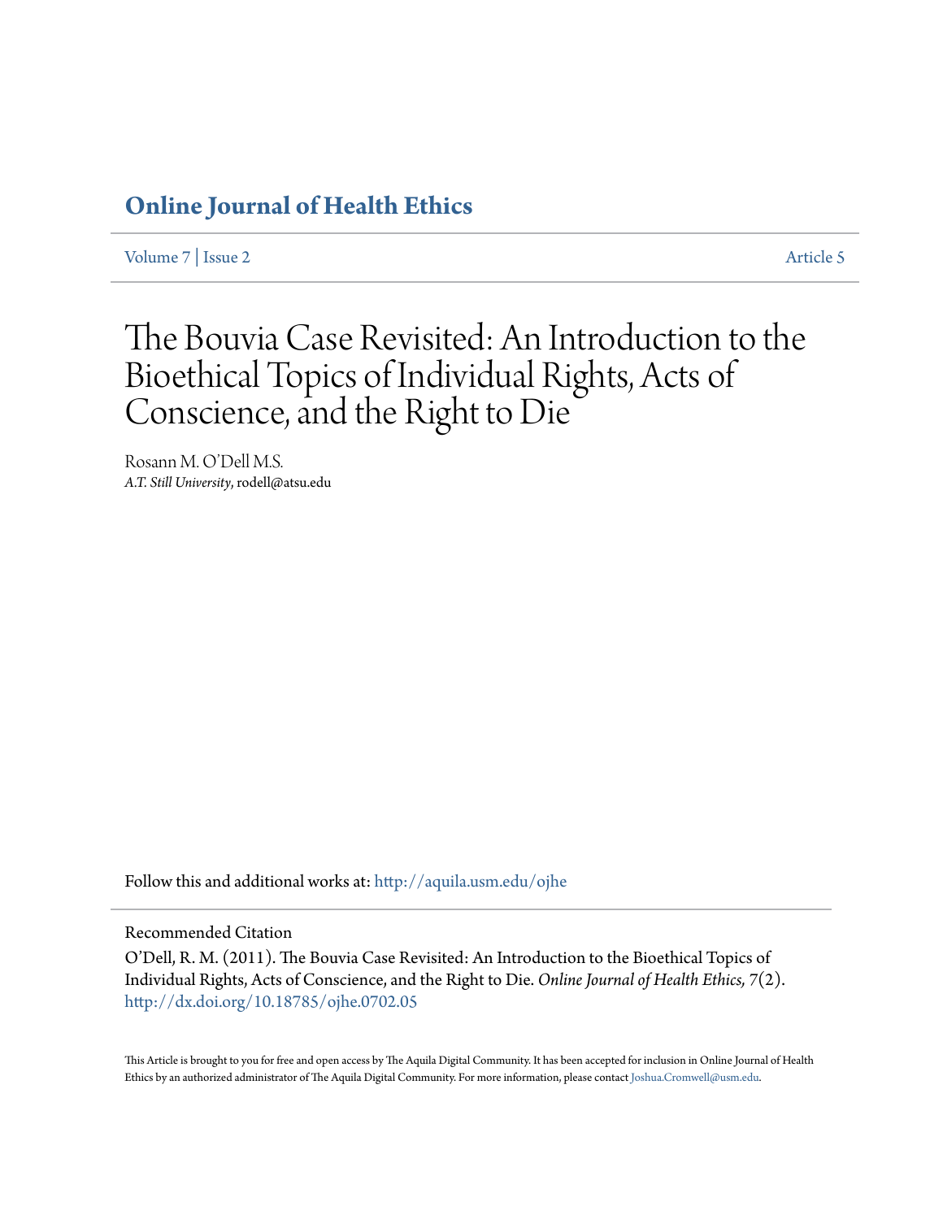# Online Journal of Health Ethics

Volume 7 | Issue 2 Article 5

# The Bouvia Case Revisited: An Introduction to the Bioethical Topics of Individual Rights, Acts of Conscience, and the Right to Die

Rosann M. O'Dell M.S.
*A.T. Still University*, rodell@atsu.edu

Follow this and additional works at: http://aquila.usm.edu/ojhe

Recommended Citation

O'Dell, R. M. (2011). The Bouvia Case Revisited: An Introduction to the Bioethical Topics of Individual Rights, Acts of Conscience, and the Right to Die. *Online Journal of Health Ethics, 7*(2). http://dx.doi.org/10.18785/ojhe.0702.05

This Article is brought to you for free and open access by The Aquila Digital Community. It has been accepted for inclusion in Online Journal of Health Ethics by an authorized administrator of The Aquila Digital Community. For more information, please contact Joshua.Cromwell@usm.edu.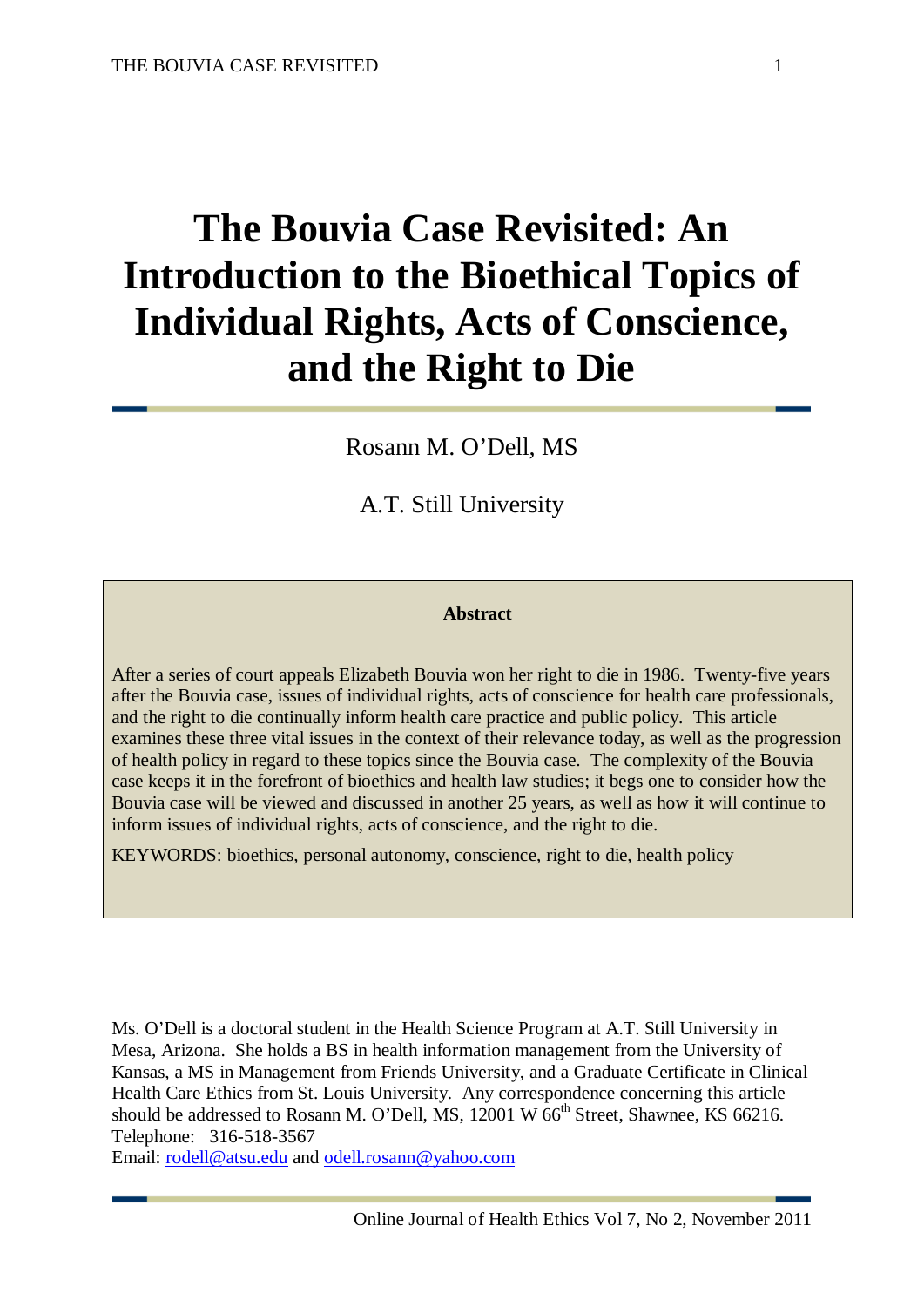# The Bouvia Case Revisited: An Introduction to the Bioethical Topics of Individual Rights, Acts of Conscience, and the Right to Die

Rosann M. O'Dell, MS

A.T. Still University

**Abstract**

After a series of court appeals Elizabeth Bouvia won her right to die in 1986. Twenty-five years after the Bouvia case, issues of individual rights, acts of conscience for health care professionals, and the right to die continually inform health care practice and public policy. This article examines these three vital issues in the context of their relevance today, as well as the progression of health policy in regard to these topics since the Bouvia case. The complexity of the Bouvia case keeps it in the forefront of bioethics and health law studies; it begs one to consider how the Bouvia case will be viewed and discussed in another 25 years, as well as how it will continue to inform issues of individual rights, acts of conscience, and the right to die.

KEYWORDS: bioethics, personal autonomy, conscience, right to die, health policy

Ms. O'Dell is a doctoral student in the Health Science Program at A.T. Still University in Mesa, Arizona. She holds a BS in health information management from the University of Kansas, a MS in Management from Friends University, and a Graduate Certificate in Clinical Health Care Ethics from St. Louis University. Any correspondence concerning this article should be addressed to Rosann M. O'Dell, MS, 12001 W 66th Street, Shawnee, KS 66216.
Telephone: 316-518-3567
Email: rodell@atsu.edu and odell.rosann@yahoo.com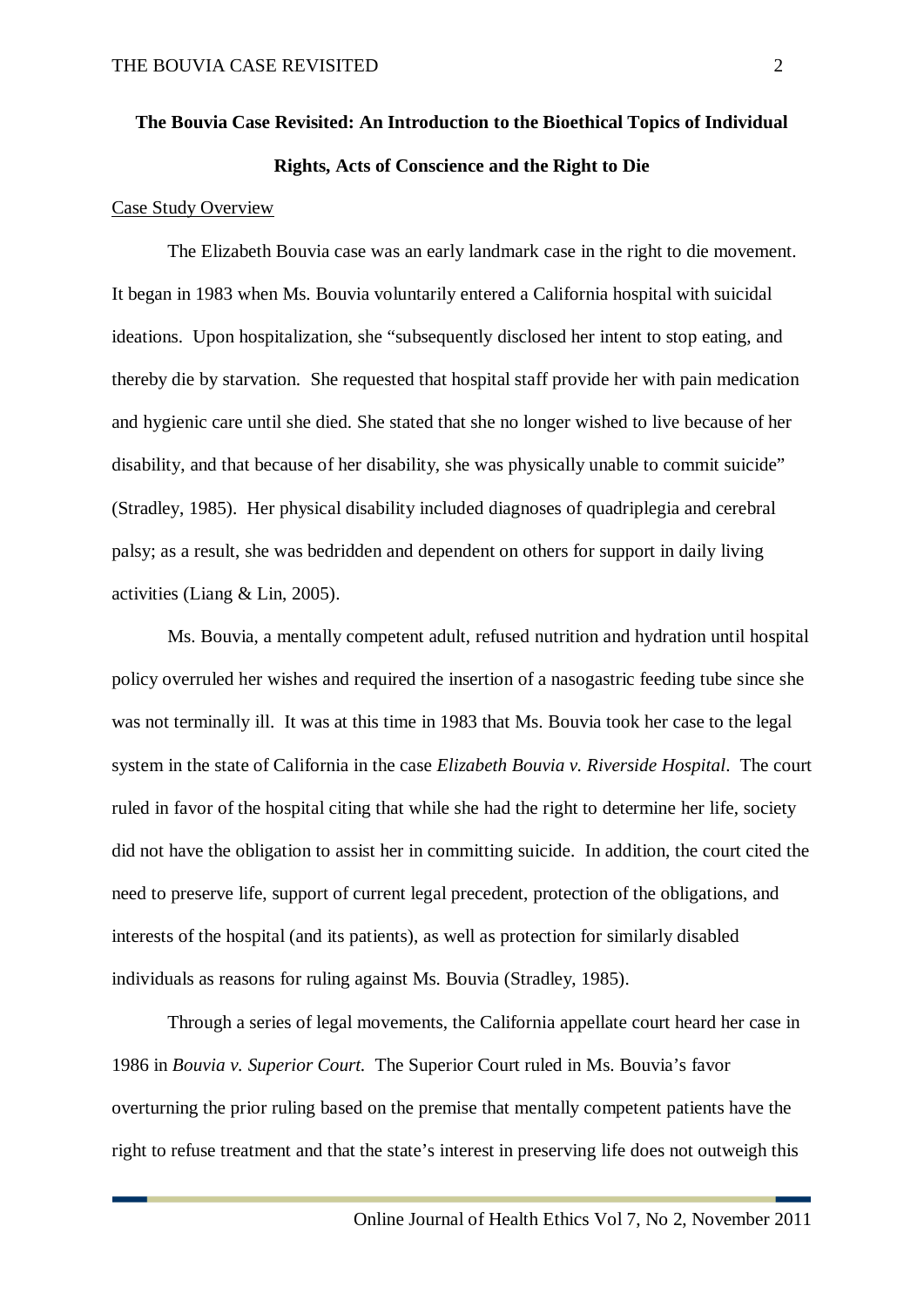**The Bouvia Case Revisited: An Introduction to the Bioethical Topics of Individual Rights, Acts of Conscience and the Right to Die**

<u>Case Study Overview</u>

The Elizabeth Bouvia case was an early landmark case in the right to die movement. It began in 1983 when Ms. Bouvia voluntarily entered a California hospital with suicidal ideations. Upon hospitalization, she "subsequently disclosed her intent to stop eating, and thereby die by starvation. She requested that hospital staff provide her with pain medication and hygienic care until she died. She stated that she no longer wished to live because of her disability, and that because of her disability, she was physically unable to commit suicide" (Stradley, 1985). Her physical disability included diagnoses of quadriplegia and cerebral palsy; as a result, she was bedridden and dependent on others for support in daily living activities (Liang & Lin, 2005).

Ms. Bouvia, a mentally competent adult, refused nutrition and hydration until hospital policy overruled her wishes and required the insertion of a nasogastric feeding tube since she was not terminally ill. It was at this time in 1983 that Ms. Bouvia took her case to the legal system in the state of California in the case *Elizabeth Bouvia v. Riverside Hospital*. The court ruled in favor of the hospital citing that while she had the right to determine her life, society did not have the obligation to assist her in committing suicide. In addition, the court cited the need to preserve life, support of current legal precedent, protection of the obligations, and interests of the hospital (and its patients), as well as protection for similarly disabled individuals as reasons for ruling against Ms. Bouvia (Stradley, 1985).

Through a series of legal movements, the California appellate court heard her case in 1986 in *Bouvia v. Superior Court.* The Superior Court ruled in Ms. Bouvia's favor overturning the prior ruling based on the premise that mentally competent patients have the right to refuse treatment and that the state's interest in preserving life does not outweigh this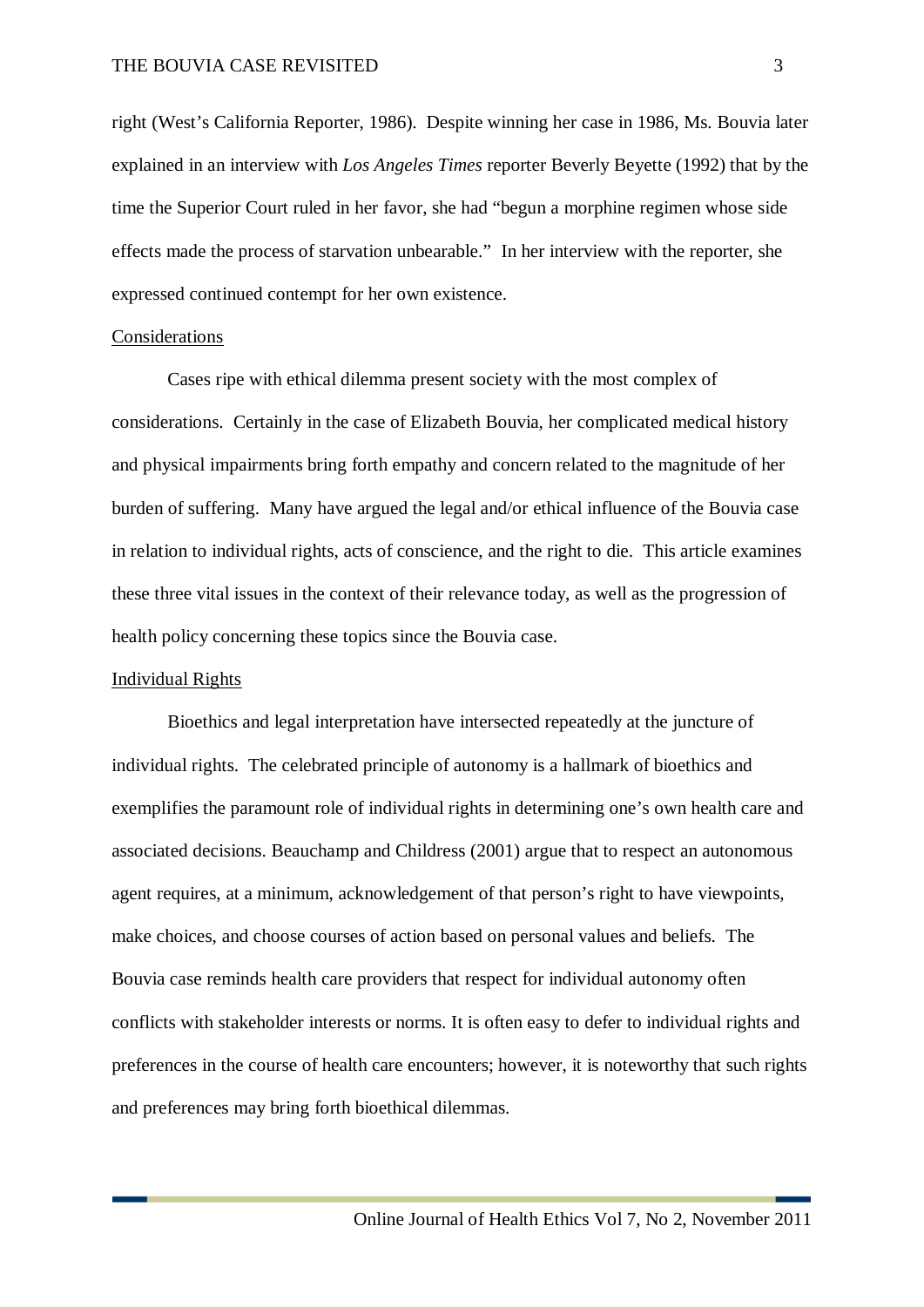right (West's California Reporter, 1986). Despite winning her case in 1986, Ms. Bouvia later explained in an interview with *Los Angeles Times* reporter Beverly Beyette (1992) that by the time the Superior Court ruled in her favor, she had "begun a morphine regimen whose side effects made the process of starvation unbearable." In her interview with the reporter, she expressed continued contempt for her own existence.

## Considerations

Cases ripe with ethical dilemma present society with the most complex of considerations. Certainly in the case of Elizabeth Bouvia, her complicated medical history and physical impairments bring forth empathy and concern related to the magnitude of her burden of suffering. Many have argued the legal and/or ethical influence of the Bouvia case in relation to individual rights, acts of conscience, and the right to die. This article examines these three vital issues in the context of their relevance today, as well as the progression of health policy concerning these topics since the Bouvia case.

## Individual Rights

Bioethics and legal interpretation have intersected repeatedly at the juncture of individual rights. The celebrated principle of autonomy is a hallmark of bioethics and exemplifies the paramount role of individual rights in determining one's own health care and associated decisions. Beauchamp and Childress (2001) argue that to respect an autonomous agent requires, at a minimum, acknowledgement of that person's right to have viewpoints, make choices, and choose courses of action based on personal values and beliefs. The Bouvia case reminds health care providers that respect for individual autonomy often conflicts with stakeholder interests or norms. It is often easy to defer to individual rights and preferences in the course of health care encounters; however, it is noteworthy that such rights and preferences may bring forth bioethical dilemmas.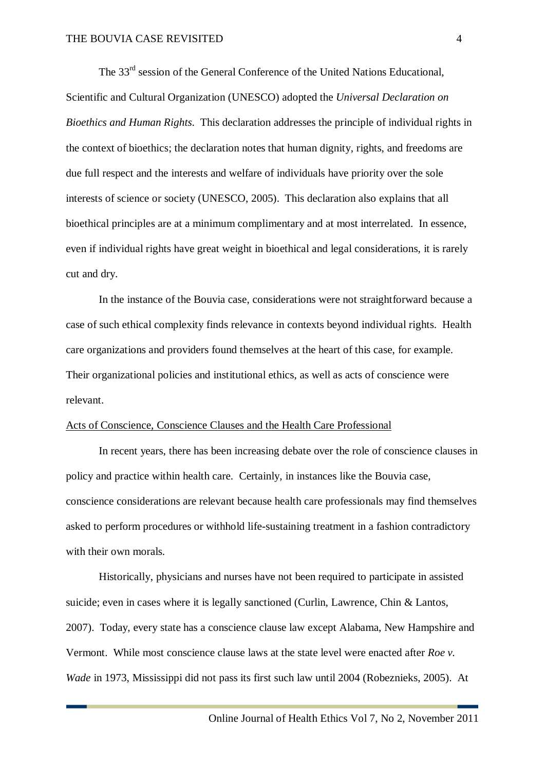The 33[rd] session of the General Conference of the United Nations Educational, Scientific and Cultural Organization (UNESCO) adopted the *Universal Declaration on Bioethics and Human Rights.* This declaration addresses the principle of individual rights in the context of bioethics; the declaration notes that human dignity, rights, and freedoms are due full respect and the interests and welfare of individuals have priority over the sole interests of science or society (UNESCO, 2005). This declaration also explains that all bioethical principles are at a minimum complimentary and at most interrelated. In essence, even if individual rights have great weight in bioethical and legal considerations, it is rarely cut and dry.

In the instance of the Bouvia case, considerations were not straightforward because a case of such ethical complexity finds relevance in contexts beyond individual rights. Health care organizations and providers found themselves at the heart of this case, for example. Their organizational policies and institutional ethics, as well as acts of conscience were relevant.

## Acts of Conscience, Conscience Clauses and the Health Care Professional

In recent years, there has been increasing debate over the role of conscience clauses in policy and practice within health care. Certainly, in instances like the Bouvia case, conscience considerations are relevant because health care professionals may find themselves asked to perform procedures or withhold life-sustaining treatment in a fashion contradictory with their own morals.

Historically, physicians and nurses have not been required to participate in assisted suicide; even in cases where it is legally sanctioned (Curlin, Lawrence, Chin & Lantos, 2007). Today, every state has a conscience clause law except Alabama, New Hampshire and Vermont. While most conscience clause laws at the state level were enacted after *Roe v. Wade* in 1973, Mississippi did not pass its first such law until 2004 (Robeznieks, 2005). At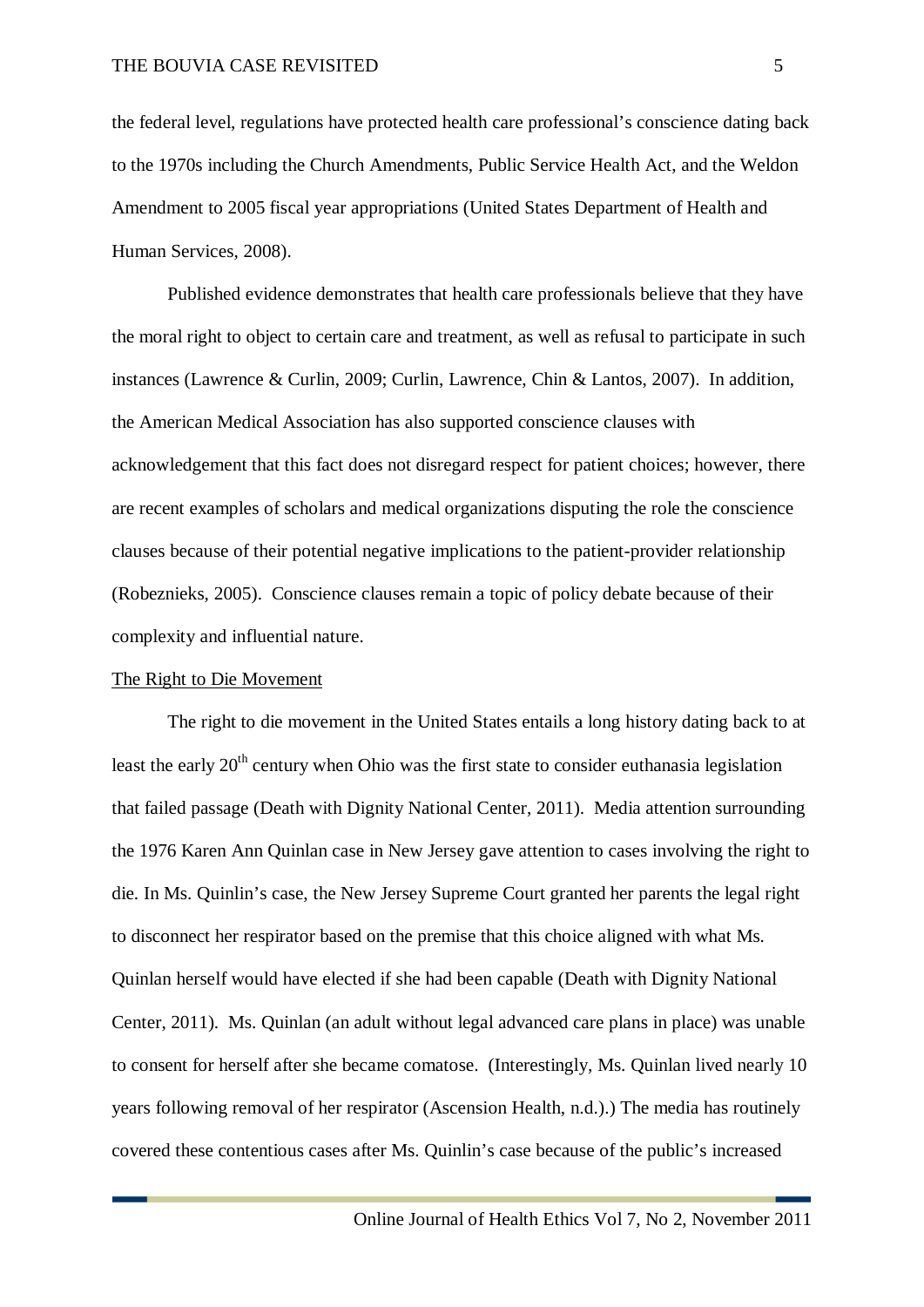the federal level, regulations have protected health care professional's conscience dating back to the 1970s including the Church Amendments, Public Service Health Act, and the Weldon Amendment to 2005 fiscal year appropriations (United States Department of Health and Human Services, 2008).

Published evidence demonstrates that health care professionals believe that they have the moral right to object to certain care and treatment, as well as refusal to participate in such instances (Lawrence & Curlin, 2009; Curlin, Lawrence, Chin & Lantos, 2007). In addition, the American Medical Association has also supported conscience clauses with acknowledgement that this fact does not disregard respect for patient choices; however, there are recent examples of scholars and medical organizations disputing the role the conscience clauses because of their potential negative implications to the patient-provider relationship (Robeznieks, 2005). Conscience clauses remain a topic of policy debate because of their complexity and influential nature.

<u>The Right to Die Movement</u>

The right to die movement in the United States entails a long history dating back to at least the early 20th century when Ohio was the first state to consider euthanasia legislation that failed passage (Death with Dignity National Center, 2011). Media attention surrounding the 1976 Karen Ann Quinlan case in New Jersey gave attention to cases involving the right to die. In Ms. Quinlin's case, the New Jersey Supreme Court granted her parents the legal right to disconnect her respirator based on the premise that this choice aligned with what Ms. Quinlan herself would have elected if she had been capable (Death with Dignity National Center, 2011). Ms. Quinlan (an adult without legal advanced care plans in place) was unable to consent for herself after she became comatose. (Interestingly, Ms. Quinlan lived nearly 10 years following removal of her respirator (Ascension Health, n.d.).) The media has routinely covered these contentious cases after Ms. Quinlin's case because of the public's increased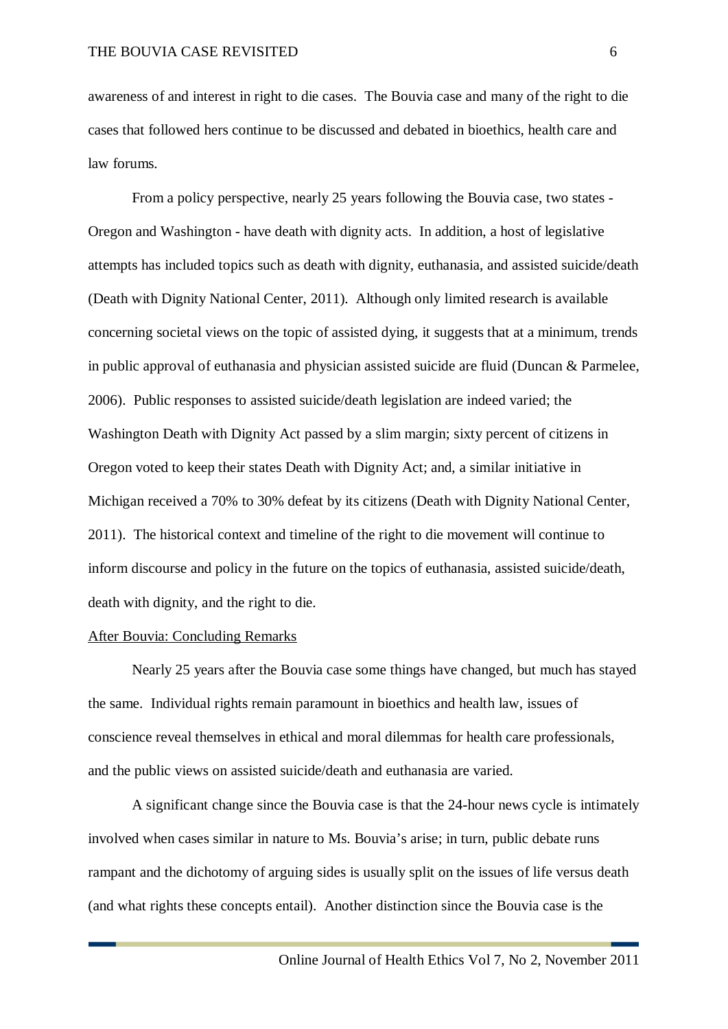awareness of and interest in right to die cases. The Bouvia case and many of the right to die cases that followed hers continue to be discussed and debated in bioethics, health care and law forums.

From a policy perspective, nearly 25 years following the Bouvia case, two states - Oregon and Washington - have death with dignity acts. In addition, a host of legislative attempts has included topics such as death with dignity, euthanasia, and assisted suicide/death (Death with Dignity National Center, 2011). Although only limited research is available concerning societal views on the topic of assisted dying, it suggests that at a minimum, trends in public approval of euthanasia and physician assisted suicide are fluid (Duncan & Parmelee, 2006). Public responses to assisted suicide/death legislation are indeed varied; the Washington Death with Dignity Act passed by a slim margin; sixty percent of citizens in Oregon voted to keep their states Death with Dignity Act; and, a similar initiative in Michigan received a 70% to 30% defeat by its citizens (Death with Dignity National Center, 2011). The historical context and timeline of the right to die movement will continue to inform discourse and policy in the future on the topics of euthanasia, assisted suicide/death, death with dignity, and the right to die.

## After Bouvia: Concluding Remarks

Nearly 25 years after the Bouvia case some things have changed, but much has stayed the same. Individual rights remain paramount in bioethics and health law, issues of conscience reveal themselves in ethical and moral dilemmas for health care professionals, and the public views on assisted suicide/death and euthanasia are varied.

A significant change since the Bouvia case is that the 24-hour news cycle is intimately involved when cases similar in nature to Ms. Bouvia's arise; in turn, public debate runs rampant and the dichotomy of arguing sides is usually split on the issues of life versus death (and what rights these concepts entail). Another distinction since the Bouvia case is the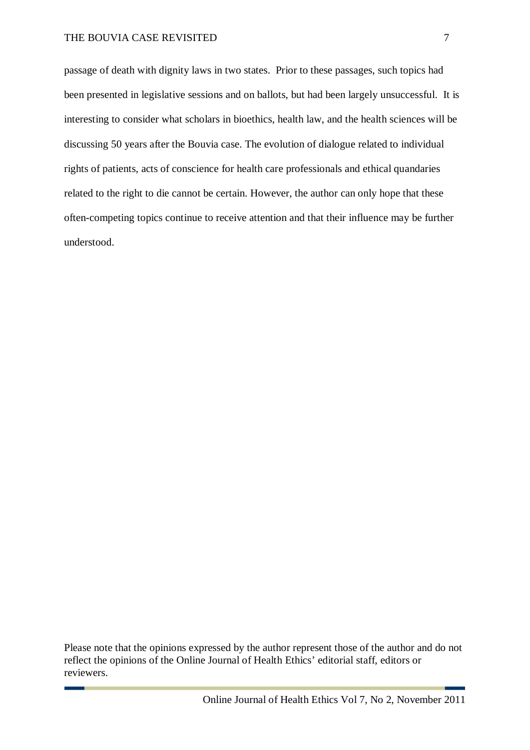passage of death with dignity laws in two states. Prior to these passages, such topics had been presented in legislative sessions and on ballots, but had been largely unsuccessful. It is interesting to consider what scholars in bioethics, health law, and the health sciences will be discussing 50 years after the Bouvia case. The evolution of dialogue related to individual rights of patients, acts of conscience for health care professionals and ethical quandaries related to the right to die cannot be certain. However, the author can only hope that these often-competing topics continue to receive attention and that their influence may be further understood.

Please note that the opinions expressed by the author represent those of the author and do not reflect the opinions of the Online Journal of Health Ethics' editorial staff, editors or reviewers.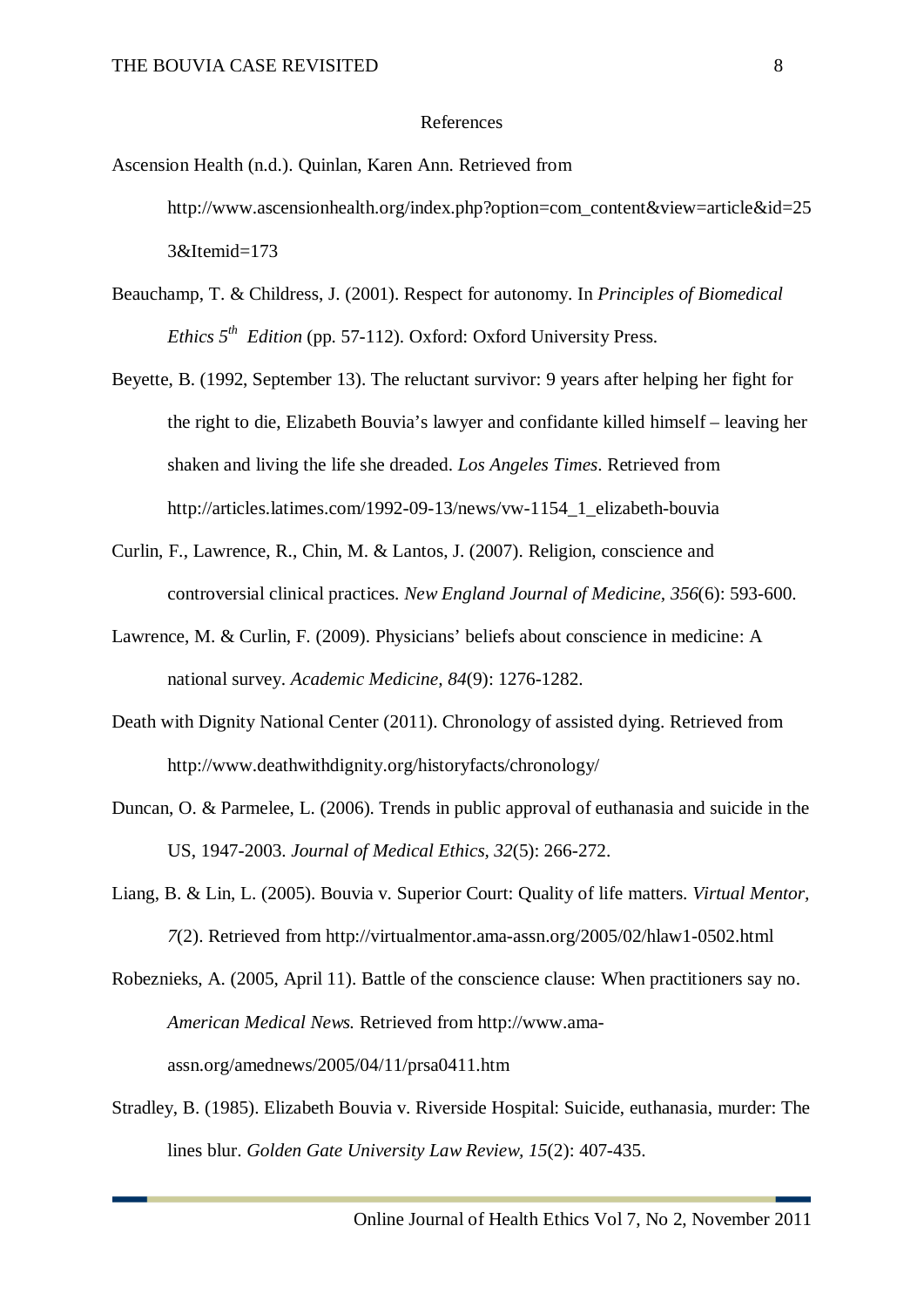## References

Ascension Health (n.d.). Quinlan, Karen Ann. Retrieved from http://www.ascensionhealth.org/index.php?option=com_content&view=article&id=253&Itemid=173

Beauchamp, T. & Childress, J. (2001). Respect for autonomy. In *Principles of Biomedical Ethics 5th Edition* (pp. 57-112). Oxford: Oxford University Press.

Beyette, B. (1992, September 13). The reluctant survivor: 9 years after helping her fight for the right to die, Elizabeth Bouvia's lawyer and confidante killed himself – leaving her shaken and living the life she dreaded. *Los Angeles Times*. Retrieved from http://articles.latimes.com/1992-09-13/news/vw-1154_1_elizabeth-bouvia

Curlin, F., Lawrence, R., Chin, M. & Lantos, J. (2007). Religion, conscience and controversial clinical practices. *New England Journal of Medicine, 356*(6): 593-600.

Lawrence, M. & Curlin, F. (2009). Physicians' beliefs about conscience in medicine: A national survey. *Academic Medicine, 84*(9): 1276-1282.

Death with Dignity National Center (2011). Chronology of assisted dying. Retrieved from http://www.deathwithdignity.org/historyfacts/chronology/

Duncan, O. & Parmelee, L. (2006). Trends in public approval of euthanasia and suicide in the US, 1947-2003. *Journal of Medical Ethics, 32*(5): 266-272.

Liang, B. & Lin, L. (2005). Bouvia v. Superior Court: Quality of life matters. *Virtual Mentor, 7*(2). Retrieved from http://virtualmentor.ama-assn.org/2005/02/hlaw1-0502.html

Robeznieks, A. (2005, April 11). Battle of the conscience clause: When practitioners say no. *American Medical News.* Retrieved from http://www.ama-assn.org/amednews/2005/04/11/prsa0411.htm

Stradley, B. (1985). Elizabeth Bouvia v. Riverside Hospital: Suicide, euthanasia, murder: The lines blur. *Golden Gate University Law Review, 15*(2): 407-435.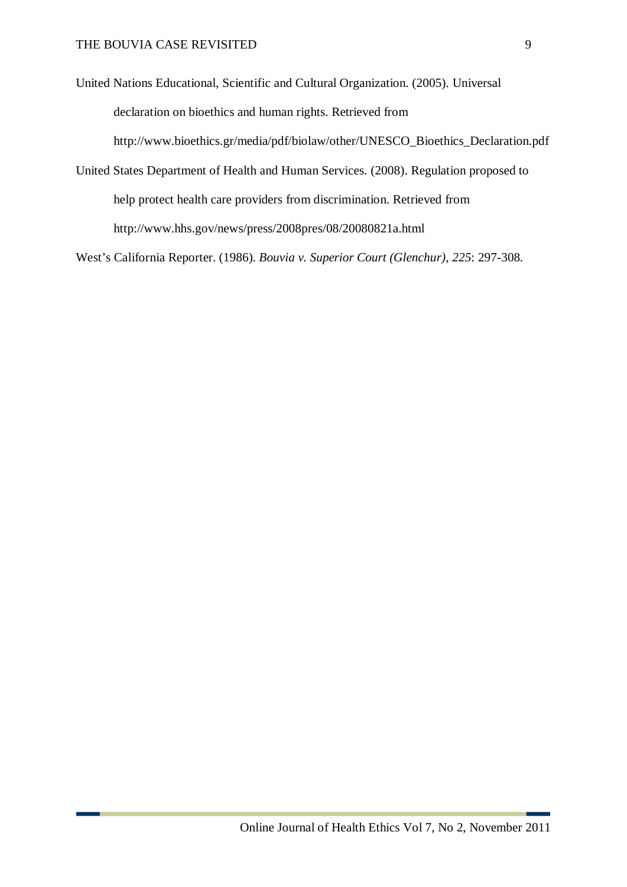United Nations Educational, Scientific and Cultural Organization. (2005). Universal declaration on bioethics and human rights. Retrieved from http://www.bioethics.gr/media/pdf/biolaw/other/UNESCO_Bioethics_Declaration.pdf

United States Department of Health and Human Services. (2008). Regulation proposed to help protect health care providers from discrimination. Retrieved from http://www.hhs.gov/news/press/2008pres/08/20080821a.html

West's California Reporter. (1986). *Bouvia v. Superior Court (Glenchur), 225*: 297-308.